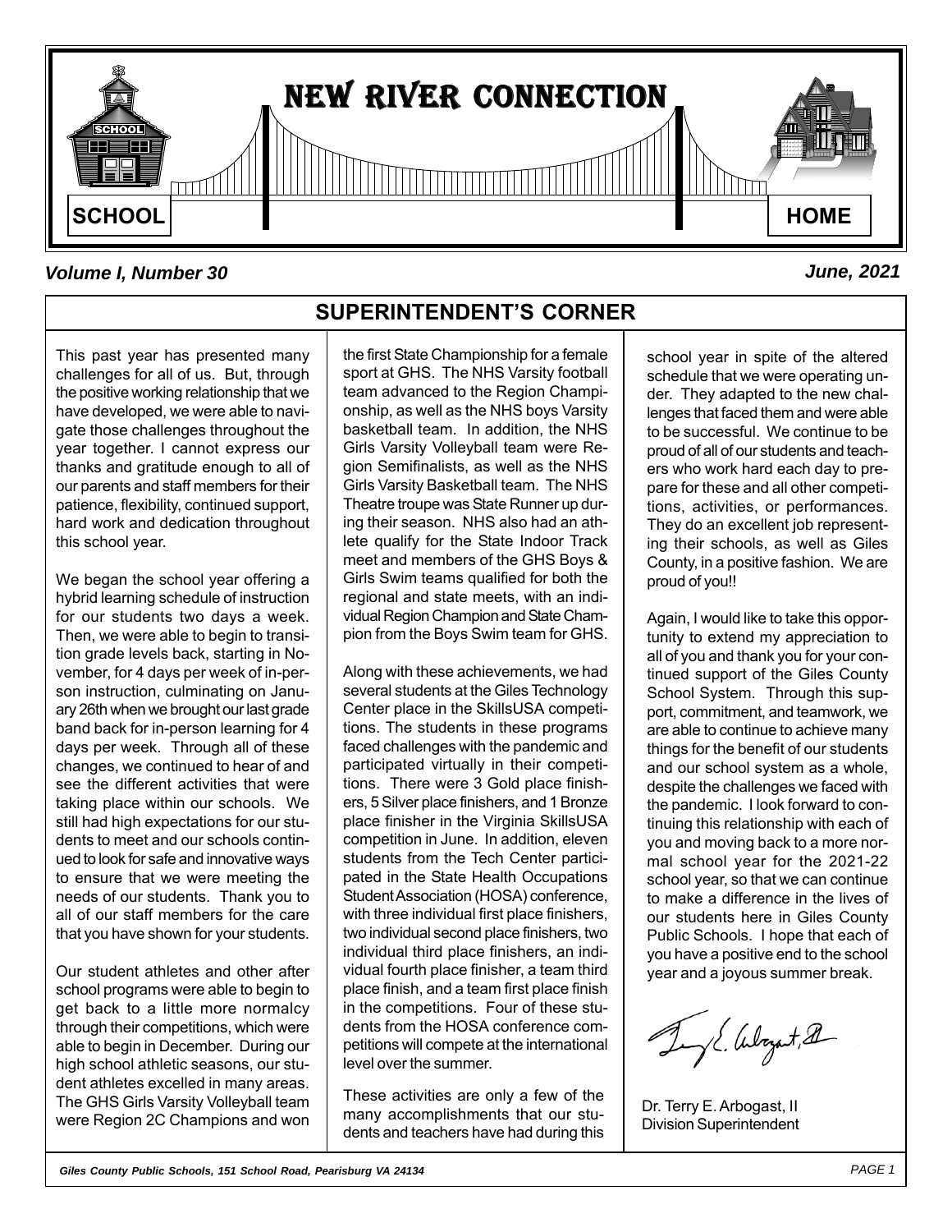# NEW RIVER CONNECTION

SCHOOL — HOME

*Volume I, Number 30* — *June, 2021*

## SUPERINTENDENT'S CORNER

This past year has presented many challenges for all of us. But, through the positive working relationship that we have developed, we were able to navigate those challenges throughout the year together. I cannot express our thanks and gratitude enough to all of our parents and staff members for their patience, flexibility, continued support, hard work and dedication throughout this school year.

We began the school year offering a hybrid learning schedule of instruction for our students two days a week. Then, we were able to begin to transition grade levels back, starting in November, for 4 days per week of in-person instruction, culminating on January 26th when we brought our last grade band back for in-person learning for 4 days per week. Through all of these changes, we continued to hear of and see the different activities that were taking place within our schools. We still had high expectations for our students to meet and our schools continued to look for safe and innovative ways to ensure that we were meeting the needs of our students. Thank you to all of our staff members for the care that you have shown for your students.

Our student athletes and other after school programs were able to begin to get back to a little more normalcy through their competitions, which were able to begin in December. During our high school athletic seasons, our student athletes excelled in many areas. The GHS Girls Varsity Volleyball team were Region 2C Champions and won the first State Championship for a female sport at GHS. The NHS Varsity football team advanced to the Region Championship, as well as the NHS boys Varsity basketball team. In addition, the NHS Girls Varsity Volleyball team were Region Semifinalists, as well as the NHS Girls Varsity Basketball team. The NHS Theatre troupe was State Runner up during their season. NHS also had an athlete qualify for the State Indoor Track meet and members of the GHS Boys & Girls Swim teams qualified for both the regional and state meets, with an individual Region Champion and State Champion from the Boys Swim team for GHS.

Along with these achievements, we had several students at the Giles Technology Center place in the SkillsUSA competitions. The students in these programs faced challenges with the pandemic and participated virtually in their competitions. There were 3 Gold place finishers, 5 Silver place finishers, and 1 Bronze place finisher in the Virginia SkillsUSA competition in June. In addition, eleven students from the Tech Center participated in the State Health Occupations Student Association (HOSA) conference, with three individual first place finishers, two individual second place finishers, two individual third place finishers, an individual fourth place finisher, a team third place finish, and a team first place finish in the competitions. Four of these students from the HOSA conference competitions will compete at the international level over the summer.

These activities are only a few of the many accomplishments that our students and teachers have had during this school year in spite of the altered schedule that we were operating under. They adapted to the new challenges that faced them and were able to be successful. We continue to be proud of all of our students and teachers who work hard each day to prepare for these and all other competitions, activities, or performances. They do an excellent job representing their schools, as well as Giles County, in a positive fashion. We are proud of you!!

Again, I would like to take this opportunity to extend my appreciation to all of you and thank you for your continued support of the Giles County School System. Through this support, commitment, and teamwork, we are able to continue to achieve many things for the benefit of our students and our school system as a whole, despite the challenges we faced with the pandemic. I look forward to continuing this relationship with each of you and moving back to a more normal school year for the 2021-22 school year, so that we can continue to make a difference in the lives of our students here in Giles County Public Schools. I hope that each of you have a positive end to the school year and a joyous summer break.

Dr. Terry E. Arbogast, II
Division Superintendent

*Giles County Public Schools, 151 School Road, Pearisburg VA 24134*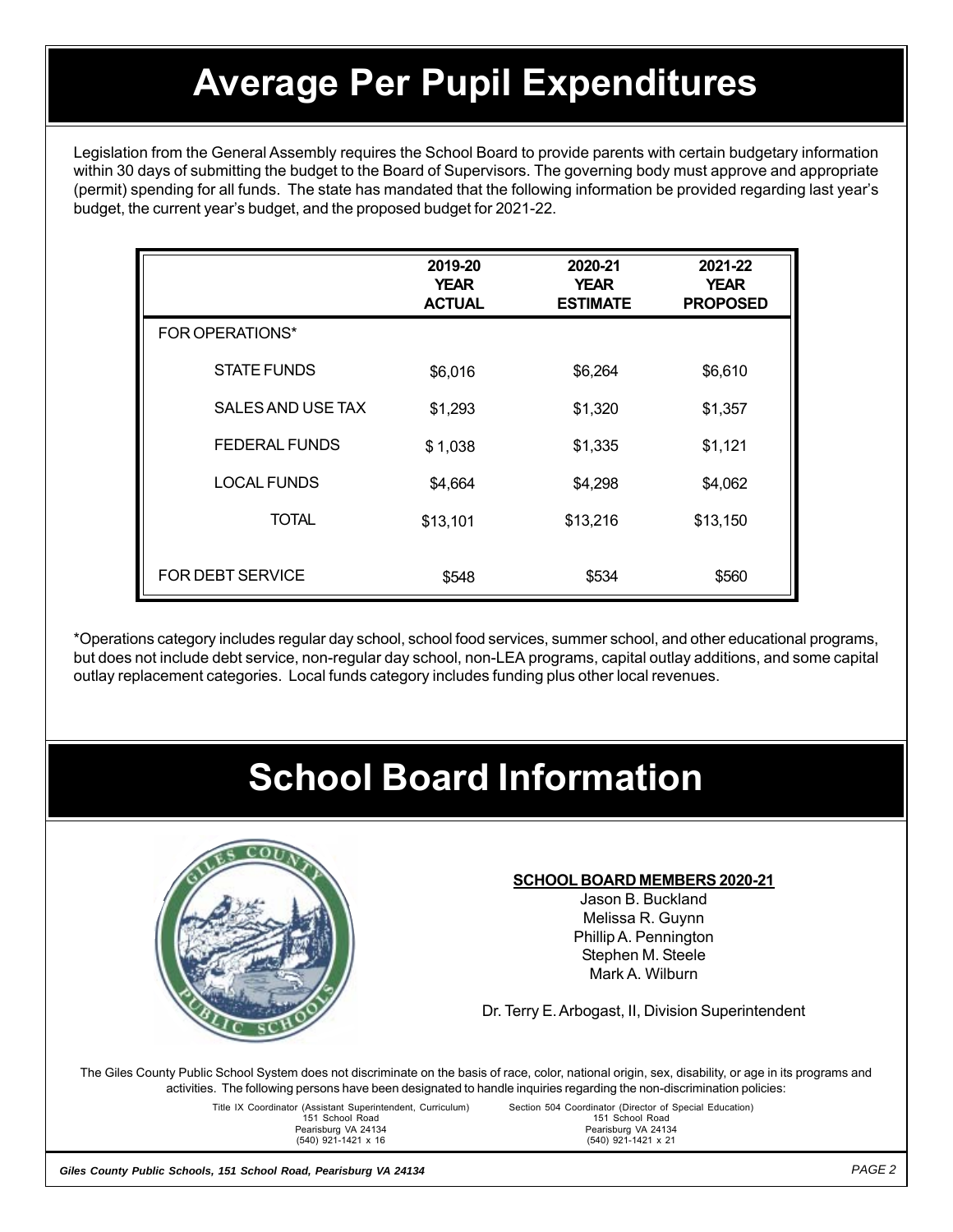# Average Per Pupil Expenditures

Legislation from the General Assembly requires the School Board to provide parents with certain budgetary information within 30 days of submitting the budget to the Board of Supervisors. The governing body must approve and appropriate (permit) spending for all funds. The state has mandated that the following information be provided regarding last year's budget, the current year's budget, and the proposed budget for 2021-22.

| | 2019-20 YEAR ACTUAL | 2020-21 YEAR ESTIMATE | 2021-22 YEAR PROPOSED |
|---|---|---|---|
| FOR OPERATIONS* | | | |
| STATE FUNDS | $6,016 | $6,264 | $6,610 |
| SALES AND USE TAX | $1,293 | $1,320 | $1,357 |
| FEDERAL FUNDS | $ 1,038 | $1,335 | $1,121 |
| LOCAL FUNDS | $4,664 | $4,298 | $4,062 |
| TOTAL | $13,101 | $13,216 | $13,150 |
| FOR DEBT SERVICE | $548 | $534 | $560 |

*Operations category includes regular day school, school food services, summer school, and other educational programs, but does not include debt service, non-regular day school, non-LEA programs, capital outlay additions, and some capital outlay replacement categories. Local funds category includes funding plus other local revenues.

# School Board Information

**SCHOOL BOARD MEMBERS 2020-21**

Jason B. Buckland
Melissa R. Guynn
Phillip A. Pennington
Stephen M. Steele
Mark A. Wilburn

Dr. Terry E. Arbogast, II, Division Superintendent

The Giles County Public School System does not discriminate on the basis of race, color, national origin, sex, disability, or age in its programs and activities. The following persons have been designated to handle inquiries regarding the non-discrimination policies:

Title IX Coordinator (Assistant Superintendent, Curriculum)
151 School Road
Pearisburg VA 24134
(540) 921-1421 x 16

Section 504 Coordinator (Director of Special Education)
151 School Road
Pearisburg VA 24134
(540) 921-1421 x 21